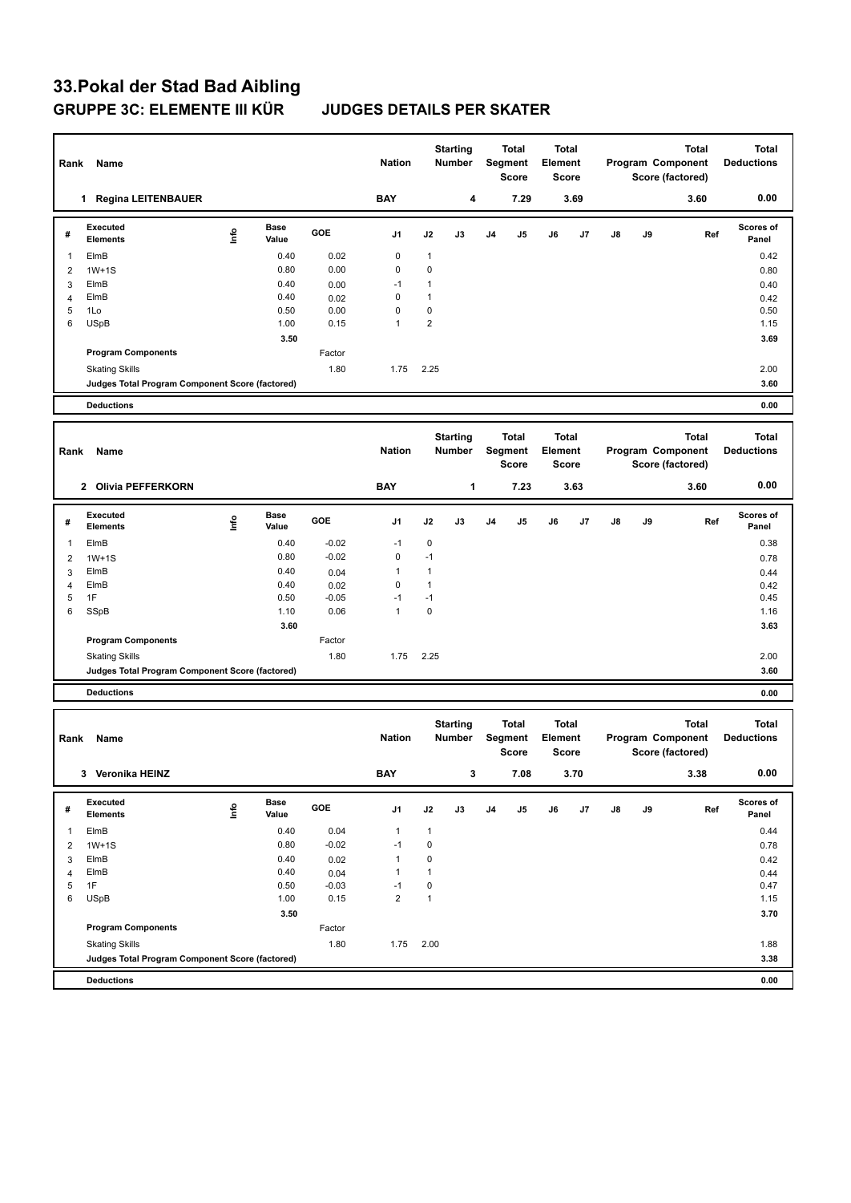# 33.Pokal der Stad Bad Aibling

## GRUPPE 3C: ELEMENTE III KÜR    JUDGES DETAILS PER SKATER

| Rank | Name | Nation | Starting Number | Total Segment Score | Total Element Score | Total Program Component Score (factored) | Total Deductions |
|---|---|---|---|---|---|---|---|
| 1 | Regina LEITENBAUER | BAY | 4 | 7.29 | 3.69 | 3.60 | 0.00 |

| # | Executed Elements | Info | Base Value | GOE | J1 | J2 | J3 | J4 | J5 | J6 | J7 | J8 | J9 | Ref | Scores of Panel |
|---|---|---|---|---|---|---|---|---|---|---|---|---|---|---|---|
| 1 | ElmB | | 0.40 | 0.02 | 0 | 1 | | | | | | | | | 0.42 |
| 2 | 1W+1S | | 0.80 | 0.00 | 0 | 0 | | | | | | | | | 0.80 |
| 3 | ElmB | | 0.40 | 0.00 | -1 | 1 | | | | | | | | | 0.40 |
| 4 | ElmB | | 0.40 | 0.02 | 0 | 1 | | | | | | | | | 0.42 |
| 5 | 1Lo | | 0.50 | 0.00 | 0 | 0 | | | | | | | | | 0.50 |
| 6 | USpB | | 1.00 | 0.15 | 1 | 2 | | | | | | | | | 1.15 |
| | | | 3.50 | | | | | | | | | | | | 3.69 |
| | Program Components | | | Factor | | | | | | | | | | | |
| | Skating Skills | | | 1.80 | 1.75 | 2.25 | | | | | | | | | 2.00 |
| | Judges Total Program Component Score (factored) | | | | | | | | | | | | | | 3.60 |
| | Deductions | | | | | | | | | | | | | | 0.00 |

| Rank | Name | Nation | Starting Number | Total Segment Score | Total Element Score | Total Program Component Score (factored) | Total Deductions |
|---|---|---|---|---|---|---|---|
| 2 | Olivia PEFFERKORN | BAY | 1 | 7.23 | 3.63 | 3.60 | 0.00 |

| # | Executed Elements | Info | Base Value | GOE | J1 | J2 | J3 | J4 | J5 | J6 | J7 | J8 | J9 | Ref | Scores of Panel |
|---|---|---|---|---|---|---|---|---|---|---|---|---|---|---|---|
| 1 | ElmB | | 0.40 | -0.02 | -1 | 0 | | | | | | | | | 0.38 |
| 2 | 1W+1S | | 0.80 | -0.02 | 0 | -1 | | | | | | | | | 0.78 |
| 3 | ElmB | | 0.40 | 0.04 | 1 | 1 | | | | | | | | | 0.44 |
| 4 | ElmB | | 0.40 | 0.02 | 0 | 1 | | | | | | | | | 0.42 |
| 5 | 1F | | 0.50 | -0.05 | -1 | -1 | | | | | | | | | 0.45 |
| 6 | SSpB | | 1.10 | 0.06 | 1 | 0 | | | | | | | | | 1.16 |
| | | | 3.60 | | | | | | | | | | | | 3.63 |
| | Program Components | | | Factor | | | | | | | | | | | |
| | Skating Skills | | | 1.80 | 1.75 | 2.25 | | | | | | | | | 2.00 |
| | Judges Total Program Component Score (factored) | | | | | | | | | | | | | | 3.60 |
| | Deductions | | | | | | | | | | | | | | 0.00 |

| Rank | Name | Nation | Starting Number | Total Segment Score | Total Element Score | Total Program Component Score (factored) | Total Deductions |
|---|---|---|---|---|---|---|---|
| 3 | Veronika HEINZ | BAY | 3 | 7.08 | 3.70 | 3.38 | 0.00 |

| # | Executed Elements | Info | Base Value | GOE | J1 | J2 | J3 | J4 | J5 | J6 | J7 | J8 | J9 | Ref | Scores of Panel |
|---|---|---|---|---|---|---|---|---|---|---|---|---|---|---|---|
| 1 | ElmB | | 0.40 | 0.04 | 1 | 1 | | | | | | | | | 0.44 |
| 2 | 1W+1S | | 0.80 | -0.02 | -1 | 0 | | | | | | | | | 0.78 |
| 3 | ElmB | | 0.40 | 0.02 | 1 | 0 | | | | | | | | | 0.42 |
| 4 | ElmB | | 0.40 | 0.04 | 1 | 1 | | | | | | | | | 0.44 |
| 5 | 1F | | 0.50 | -0.03 | -1 | 0 | | | | | | | | | 0.47 |
| 6 | USpB | | 1.00 | 0.15 | 2 | 1 | | | | | | | | | 1.15 |
| | | | 3.50 | | | | | | | | | | | | 3.70 |
| | Program Components | | | Factor | | | | | | | | | | | |
| | Skating Skills | | | 1.80 | 1.75 | 2.00 | | | | | | | | | 1.88 |
| | Judges Total Program Component Score (factored) | | | | | | | | | | | | | | 3.38 |
| | Deductions | | | | | | | | | | | | | | 0.00 |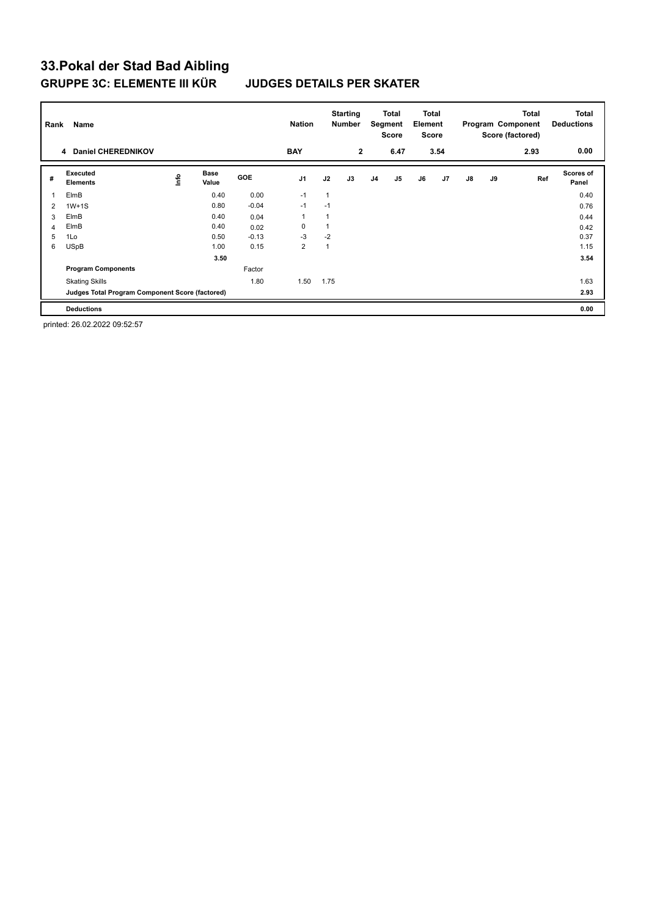# 33.Pokal der Stad Bad Aibling

## GRUPPE 3C: ELEMENTE III KÜR JUDGES DETAILS PER SKATER

| Rank | Name | Nation | Starting Number | Total Segment Score | Total Element Score | Total Program Component Score (factored) | Total Deductions |
|---|---|---|---|---|---|---|---|
| 4 | Daniel CHEREDNIKOV | BAY | 2 | 6.47 | 3.54 | 2.93 | 0.00 |

| # | Executed Elements | Info | Base Value | GOE | J1 | J2 | J3 | J4 | J5 | J6 | J7 | J8 | J9 | Ref | Scores of Panel |
|---|---|---|---|---|---|---|---|---|---|---|---|---|---|---|---|
| 1 | ElmB | | 0.40 | 0.00 | -1 | 1 | | | | | | | | | 0.40 |
| 2 | 1W+1S | | 0.80 | -0.04 | -1 | -1 | | | | | | | | | 0.76 |
| 3 | ElmB | | 0.40 | 0.04 | 1 | 1 | | | | | | | | | 0.44 |
| 4 | ElmB | | 0.40 | 0.02 | 0 | 1 | | | | | | | | | 0.42 |
| 5 | 1Lo | | 0.50 | -0.13 | -3 | -2 | | | | | | | | | 0.37 |
| 6 | USpB | | 1.00 | 0.15 | 2 | 1 | | | | | | | | | 1.15 |
| | | | 3.50 | | | | | | | | | | | | 3.54 |
| | **Program Components** | | | Factor | | | | | | | | | | | |
| | Skating Skills | | | 1.80 | 1.50 | 1.75 | | | | | | | | | 1.63 |
| | **Judges Total Program Component Score (factored)** | | | | | | | | | | | | | | 2.93 |
| | **Deductions** | | | | | | | | | | | | | | 0.00 |

printed: 26.02.2022 09:52:57